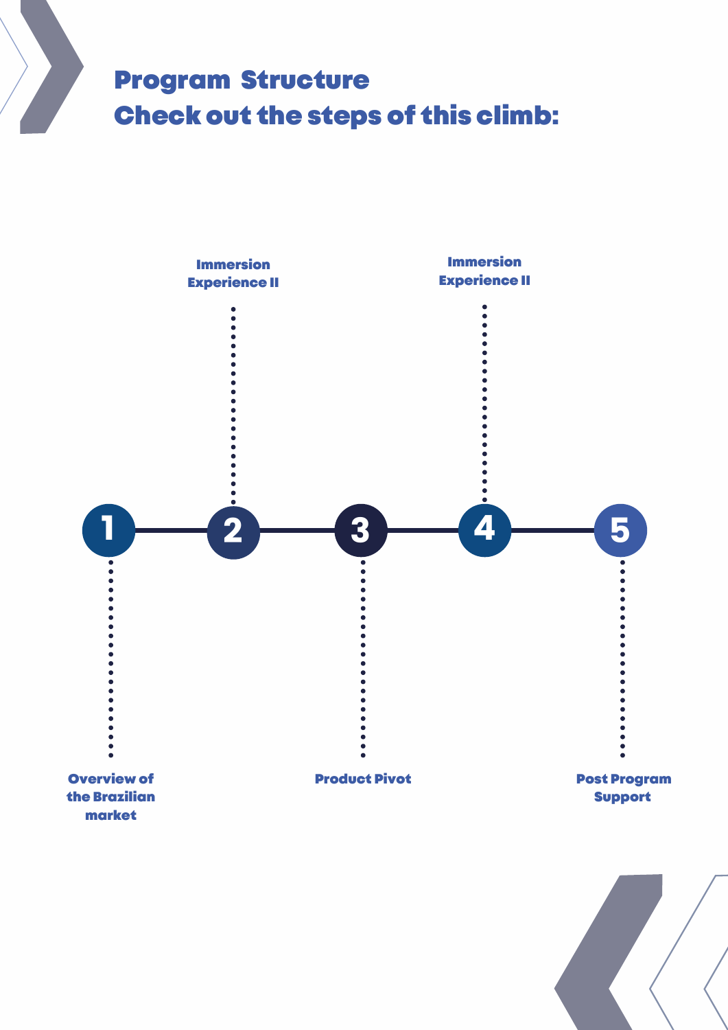## Program Structure
## Check out the steps of this climb:

1. Overview of the Brazilian market
2. Immersion Experience II
3. Product Pivot
4. Immersion Experience II
5. Post Program Support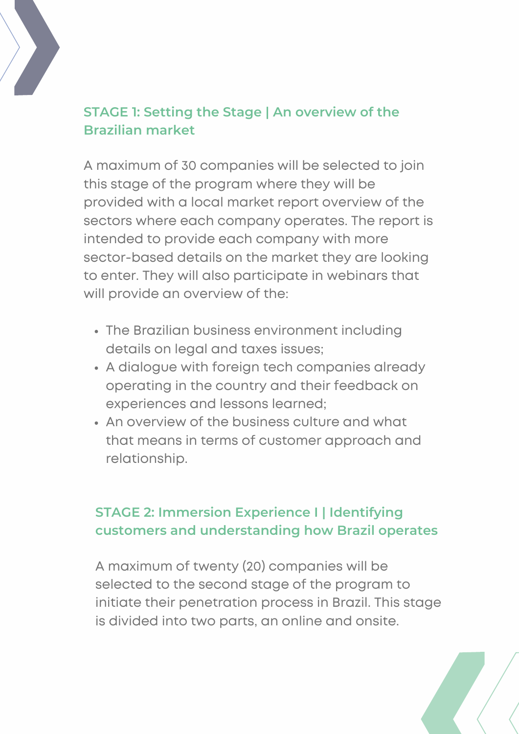## STAGE 1: Setting the Stage | An overview of the Brazilian market

A maximum of 30 companies will be selected to join this stage of the program where they will be provided with a local market report overview of the sectors where each company operates. The report is intended to provide each company with more sector-based details on the market they are looking to enter. They will also participate in webinars that will provide an overview of the:

- The Brazilian business environment including details on legal and taxes issues;
- A dialogue with foreign tech companies already operating in the country and their feedback on experiences and lessons learned;
- An overview of the business culture and what that means in terms of customer approach and relationship.

## STAGE 2: Immersion Experience I | Identifying customers and understanding how Brazil operates

A maximum of twenty (20) companies will be selected to the second stage of the program to initiate their penetration process in Brazil. This stage is divided into two parts, an online and onsite.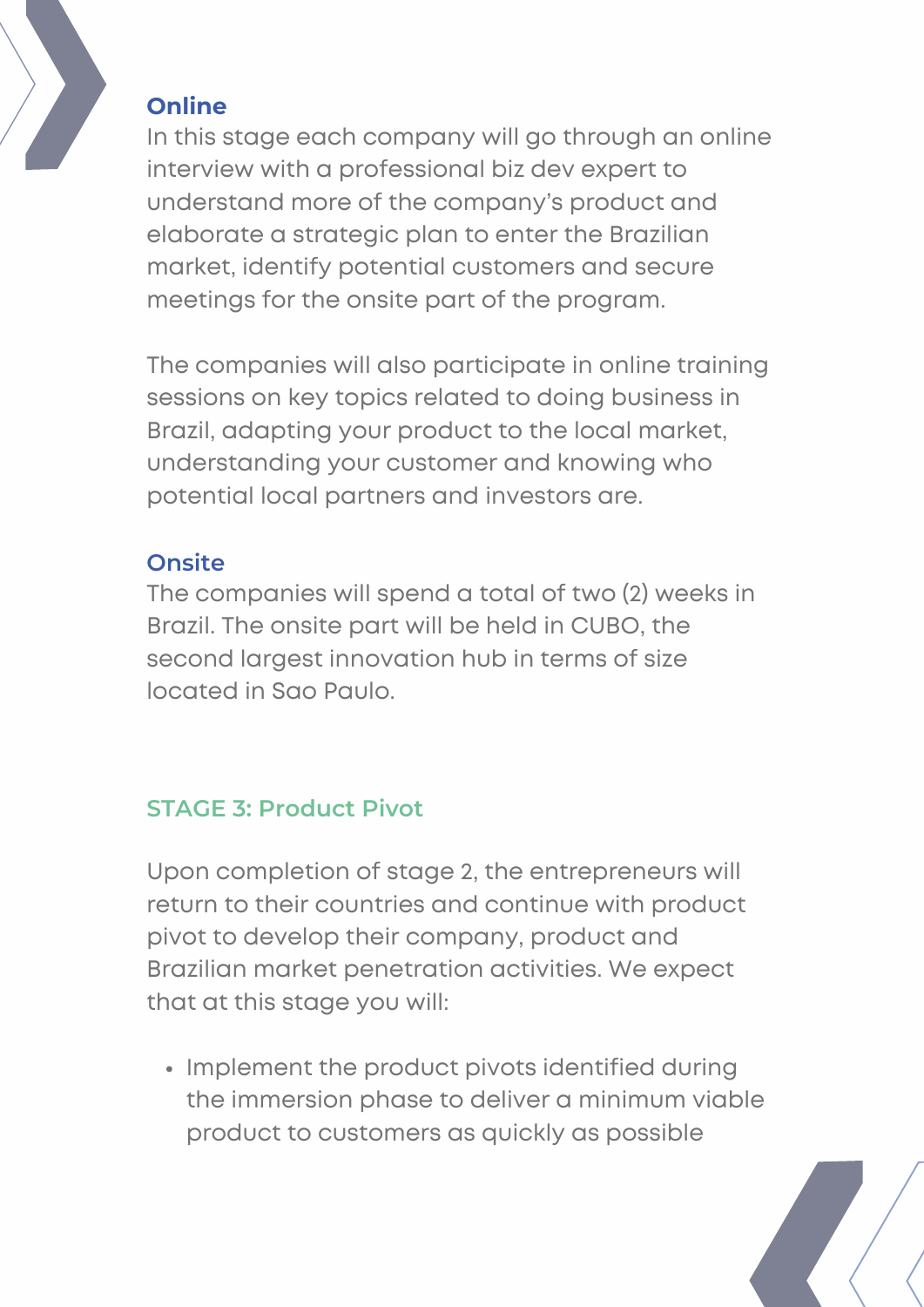### Online

In this stage each company will go through an online interview with a professional biz dev expert to understand more of the company's product and elaborate a strategic plan to enter the Brazilian market, identify potential customers and secure meetings for the onsite part of the program.

The companies will also participate in online training sessions on key topics related to doing business in Brazil, adapting your product to the local market, understanding your customer and knowing who potential local partners and investors are.

### Onsite

The companies will spend a total of two (2) weeks in Brazil. The onsite part will be held in CUBO, the second largest innovation hub in terms of size located in Sao Paulo.

## STAGE 3: Product Pivot

Upon completion of stage 2, the entrepreneurs will return to their countries and continue with product pivot to develop their company, product and Brazilian market penetration activities. We expect that at this stage you will:

- Implement the product pivots identified during the immersion phase to deliver a minimum viable product to customers as quickly as possible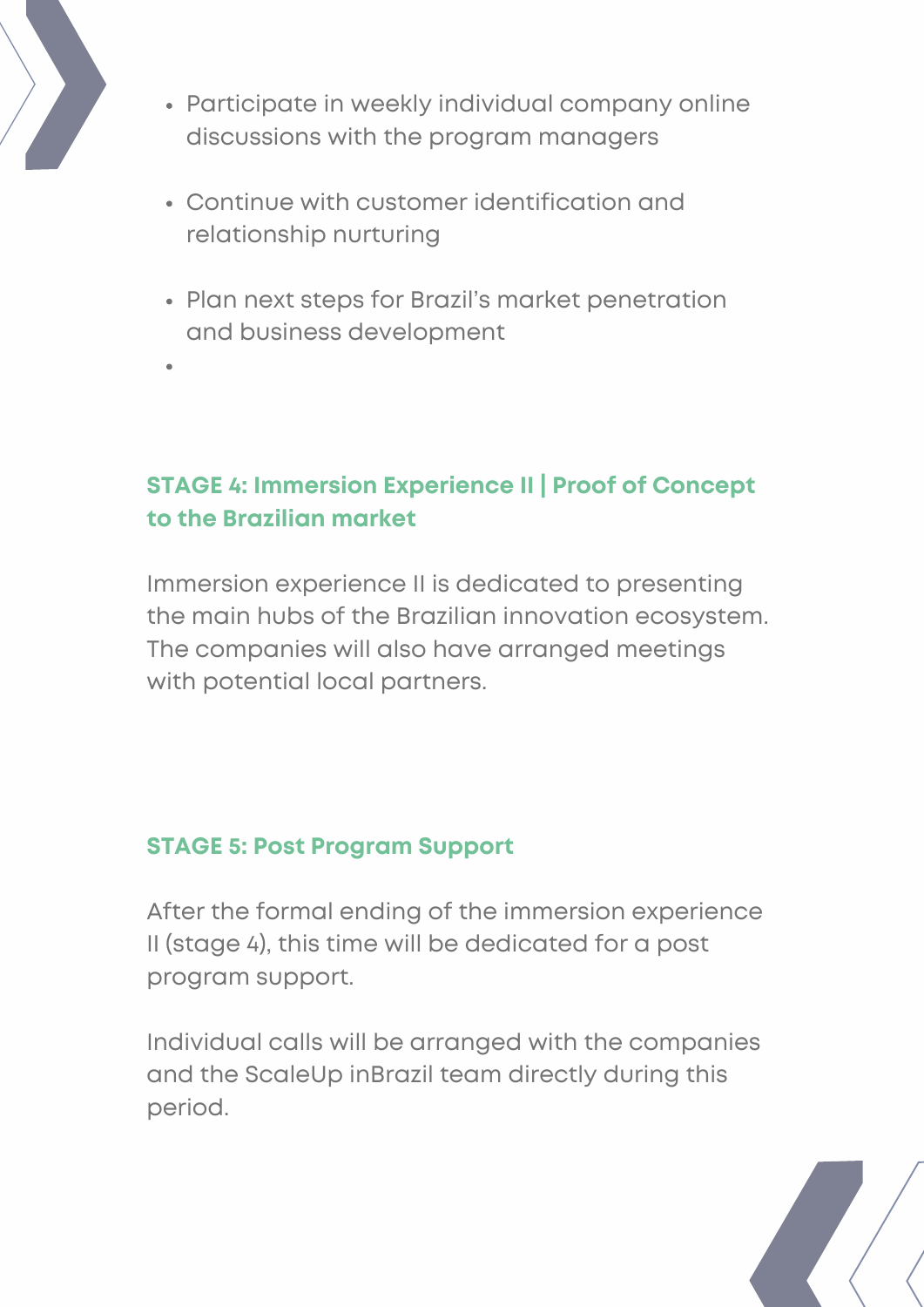- Participate in weekly individual company online discussions with the program managers
- Continue with customer identification and relationship nurturing
- Plan next steps for Brazil's market penetration and business development

## STAGE 4: Immersion Experience II | Proof of Concept to the Brazilian market

Immersion experience II is dedicated to presenting the main hubs of the Brazilian innovation ecosystem. The companies will also have arranged meetings with potential local partners.

## STAGE 5: Post Program Support

After the formal ending of the immersion experience II (stage 4), this time will be dedicated for a post program support.

Individual calls will be arranged with the companies and the ScaleUp inBrazil team directly during this period.